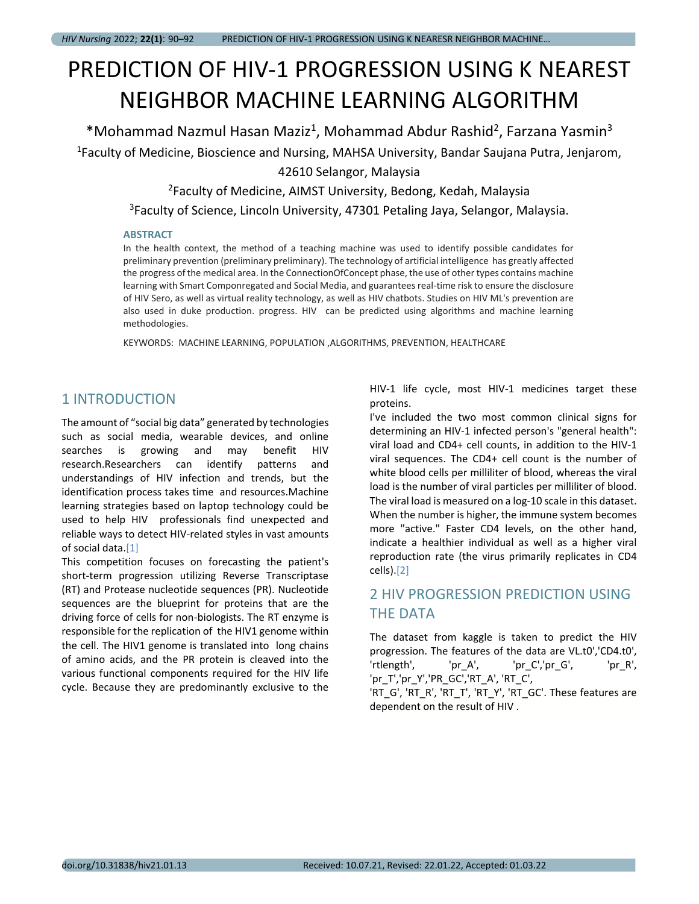# PREDICTION OF HIV-1 PROGRESSION USING K NEAREST NEIGHBOR MACHINE LEARNING ALGORITHM

*Mohammad Nazmul Hasan Maziz[1], Mohammad Abdur Rashid[2], Farzana Yasmin[3]

[1]Faculty of Medicine, Bioscience and Nursing, MAHSA University, Bandar Saujana Putra, Jenjarom, 42610 Selangor, Malaysia

[2]Faculty of Medicine, AIMST University, Bedong, Kedah, Malaysia

[3]Faculty of Science, Lincoln University, 47301 Petaling Jaya, Selangor, Malaysia.

### ABSTRACT

In the health context, the method of a teaching machine was used to identify possible candidates for preliminary prevention (preliminary preliminary). The technology of artificial intelligence has greatly affected the progress of the medical area. In the ConnectionOfConcept phase, the use of other types contains machine learning with Smart Componregated and Social Media, and guarantees real-time risk to ensure the disclosure of HIV Sero, as well as virtual reality technology, as well as HIV chatbots. Studies on HIV ML's prevention are also used in duke production. progress. HIV can be predicted using algorithms and machine learning methodologies.

KEYWORDS: MACHINE LEARNING, POPULATION ,ALGORITHMS, PREVENTION, HEALTHCARE

## 1 INTRODUCTION

The amount of "social big data" generated by technologies such as social media, wearable devices, and online searches is growing and may benefit HIV research.Researchers can identify patterns and understandings of HIV infection and trends, but the identification process takes time and resources.Machine learning strategies based on laptop technology could be used to help HIV professionals find unexpected and reliable ways to detect HIV-related styles in vast amounts of social data.[1]

This competition focuses on forecasting the patient's short-term progression utilizing Reverse Transcriptase (RT) and Protease nucleotide sequences (PR). Nucleotide sequences are the blueprint for proteins that are the driving force of cells for non-biologists. The RT enzyme is responsible for the replication of the HIV1 genome within the cell. The HIV1 genome is translated into long chains of amino acids, and the PR protein is cleaved into the various functional components required for the HIV life cycle. Because they are predominantly exclusive to the HIV-1 life cycle, most HIV-1 medicines target these proteins.

I've included the two most common clinical signs for determining an HIV-1 infected person's "general health": viral load and CD4+ cell counts, in addition to the HIV-1 viral sequences. The CD4+ cell count is the number of white blood cells per milliliter of blood, whereas the viral load is the number of viral particles per milliliter of blood. The viral load is measured on a log-10 scale in this dataset. When the number is higher, the immune system becomes more "active." Faster CD4 levels, on the other hand, indicate a healthier individual as well as a higher viral reproduction rate (the virus primarily replicates in CD4 cells).[2]

## 2 HIV PROGRESSION PREDICTION USING THE DATA

The dataset from kaggle is taken to predict the HIV progression. The features of the data are VL.t0','CD4.t0', 'rtlength', 'pr_A', 'pr_C','pr_G', 'pr_R', 'pr_T','pr_Y','PR_GC','RT_A', 'RT_C', 'RT_G', 'RT_R', 'RT_T', 'RT_Y', 'RT_GC'. These features are dependent on the result of HIV .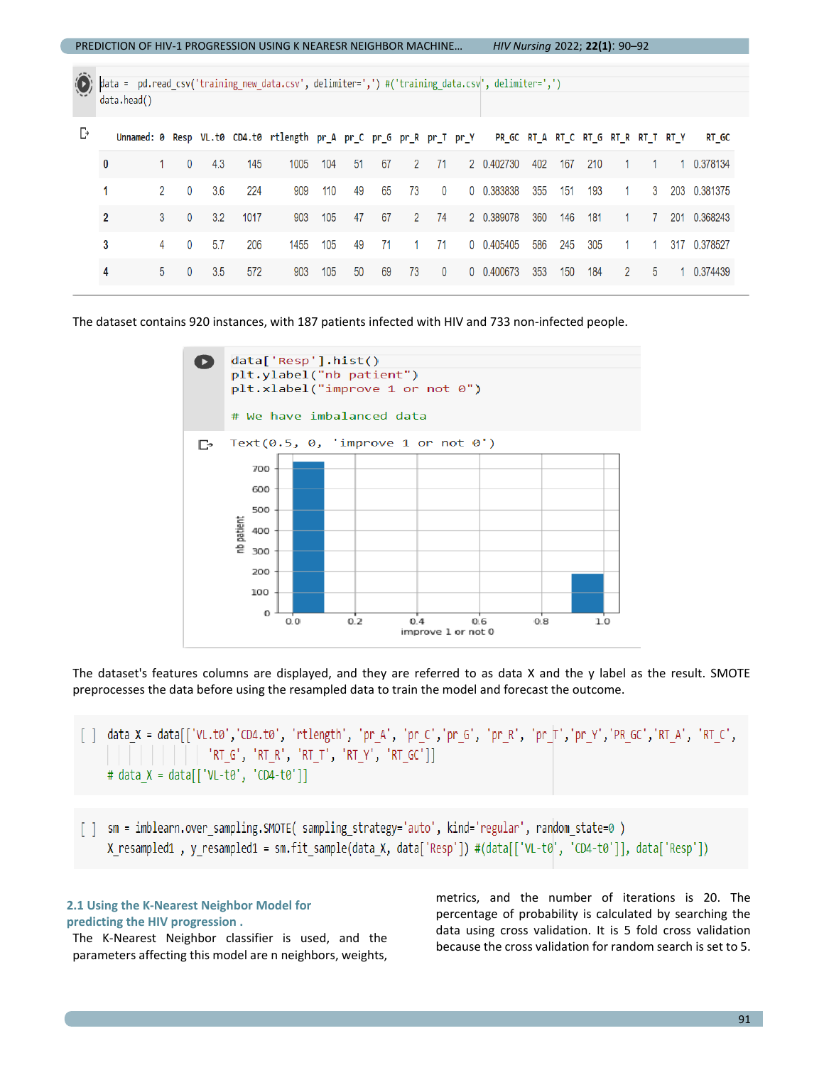```python
data = pd.read_csv('training_new_data.csv', delimiter=',') #('training_data.csv', delimiter=',')
data.head()
```

| | Unnamed: 0 | Resp | VL.t0 | CD4.t0 | rtlength | pr_A | pr_C | pr_G | pr_R | pr_T | pr_Y | PR_GC | RT_A | RT_C | RT_G | RT_R | RT_T | RT_Y | RT_GC |
|---|---|---|---|---|---|---|---|---|---|---|---|---|---|---|---|---|---|---|---|
| 0 | 1 | 0 | 4.3 | 145 | 1005 | 104 | 51 | 67 | 2 | 71 | 2 | 0.402730 | 402 | 167 | 210 | 1 | 1 | 1 | 0.378134 |
| 1 | 2 | 0 | 3.6 | 224 | 909 | 110 | 49 | 65 | 73 | 0 | 0 | 0.383838 | 355 | 151 | 193 | 1 | 3 | 203 | 0.381375 |
| 2 | 3 | 0 | 3.2 | 1017 | 903 | 105 | 47 | 67 | 2 | 74 | 2 | 0.389078 | 360 | 146 | 181 | 1 | 7 | 201 | 0.368243 |
| 3 | 4 | 0 | 5.7 | 206 | 1455 | 105 | 49 | 71 | 1 | 71 | 0 | 0.405405 | 586 | 245 | 305 | 1 | 1 | 317 | 0.378527 |
| 4 | 5 | 0 | 3.5 | 572 | 903 | 105 | 50 | 69 | 73 | 0 | 0 | 0.400673 | 353 | 150 | 184 | 2 | 5 | 1 | 0.374439 |

The dataset contains 920 instances, with 187 patients infected with HIV and 733 non-infected people.

```python
data['Resp'].hist()
plt.ylabel("nb patient")
plt.xlabel("improve 1 or not 0")

# We have imbalanced data
```

```
Text(0.5, 0, 'improve 1 or not 0')
```

The dataset's features columns are displayed, and they are referred to as data X and the y label as the result. SMOTE preprocesses the data before using the resampled data to train the model and forecast the outcome.

```python
data_X = data[['VL.t0','CD4.t0', 'rtlength', 'pr_A', 'pr_C','pr_G', 'pr_R', 'pr_T','pr_Y','PR_GC','RT_A', 'RT_C',
               'RT_G', 'RT_R', 'RT_T', 'RT_Y', 'RT_GC']]
# data_X = data[['VL-t0', 'CD4-t0']]
```

```python
sm = imblearn.over_sampling.SMOTE( sampling_strategy='auto', kind='regular', random_state=0 )
X_resampled1 , y_resampled1 = sm.fit_sample(data_X, data['Resp']) #(data[['VL-t0', 'CD4-t0']], data['Resp'])
```

### 2.1 Using the K-Nearest Neighbor Model for predicting the HIV progression .

The K-Nearest Neighbor classifier is used, and the parameters affecting this model are n neighbors, weights, metrics, and the number of iterations is 20. The percentage of probability is calculated by searching the data using cross validation. It is 5 fold cross validation because the cross validation for random search is set to 5.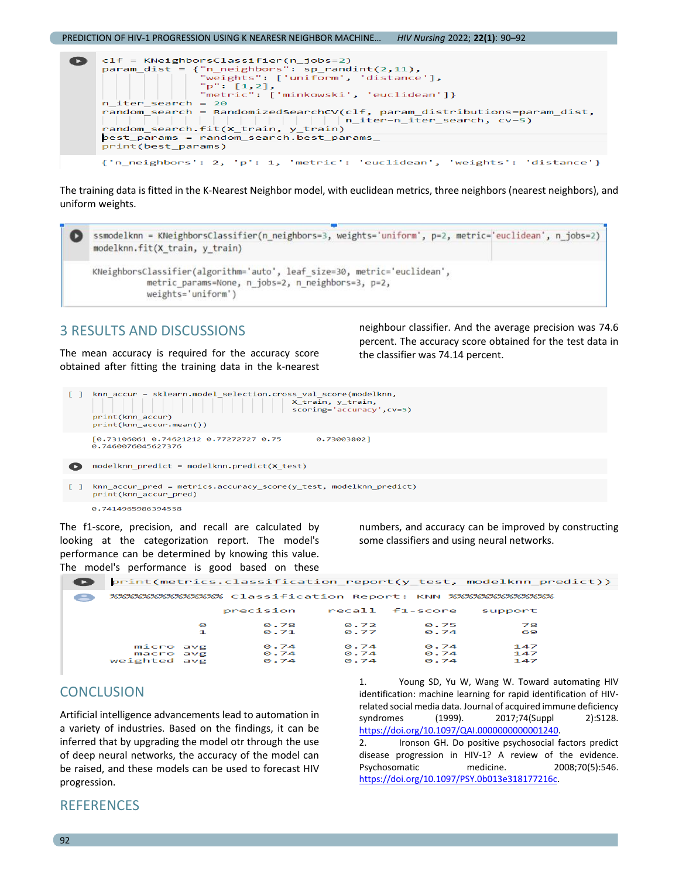```
clf = KNeighborsClassifier(n_jobs=2)
param_dist = {"n_neighbors": sp_randint(2,11),
              "weights": ['uniform', 'distance'],
              "p": [1,2],
              "metric": ['minkowski', 'euclidean']}
n_iter_search = 20
random_search = RandomizedSearchCV(clf, param_distributions=param_dist,
                                   n_iter=n_iter_search, cv=5)
random_search.fit(X_train, y_train)
best_params = random_search.best_params_
print(best_params)

{'n_neighbors': 2, 'p': 1, 'metric': 'euclidean', 'weights': 'distance'}
```

The training data is fitted in the K-Nearest Neighbor model, with euclidean metrics, three neighbors (nearest neighbors), and uniform weights.

```
ssmodelknn = KNeighborsClassifier(n_neighbors=3, weights='uniform', p=2, metric='euclidean', n_jobs=2)
modelknn.fit(X_train, y_train)

KNeighborsClassifier(algorithm='auto', leaf_size=30, metric='euclidean',
           metric_params=None, n_jobs=2, n_neighbors=3, p=2,
           weights='uniform')
```

## 3 RESULTS AND DISCUSSIONS

The mean accuracy is required for the accuracy score obtained after fitting the training data in the k-nearest neighbour classifier. And the average precision was 74.6 percent. The accuracy score obtained for the test data in the classifier was 74.14 percent.

```
knn_accur = sklearn.model_selection.cross_val_score(modelknn,
                                                    X_train, y_train,
                                                    scoring='accuracy',cv=5)
print(knn_accur)
print(knn_accur.mean())

[0.73106061 0.74621212 0.77272727 0.75       0.73003802]
0.7460076045627376

modelknn_predict = modelknn.predict(X_test)

knn_accur_pred = metrics.accuracy_score(y_test, modelknn_predict)
print(knn_accur_pred)

0.7414965986394558
```

The f1-score, precision, and recall are calculated by looking at the categorization report. The model's performance can be determined by knowing this value. The model's performance is good based on these numbers, and accuracy can be improved by constructing some classifiers and using neural networks.

```
print(metrics.classification_report(y_test, modelknn_predict))

%%%%%%%%%%%%%%%%%%%% Classification Report: KNN %%%%%%%%%%%%%%%%%%%%
             precision    recall  f1-score   support

          0       0.78      0.72      0.75        78
          1       0.71      0.77      0.74        69

  micro avg       0.74      0.74      0.74       147
  macro avg       0.74      0.74      0.74       147
weighted avg      0.74      0.74      0.74       147
```

## CONCLUSION

Artificial intelligence advancements lead to automation in a variety of industries. Based on the findings, it can be inferred that by upgrading the model otr through the use of deep neural networks, the accuracy of the model can be raised, and these models can be used to forecast HIV progression.

## REFERENCES

1. Young SD, Yu W, Wang W. Toward automating HIV identification: machine learning for rapid identification of HIV-related social media data. Journal of acquired immune deficiency syndromes (1999). 2017;74(Suppl 2):S128. https://doi.org/10.1097/QAI.0000000000001240.
2. Ironson GH. Do positive psychosocial factors predict disease progression in HIV-1? A review of the evidence. Psychosomatic medicine. 2008;70(5):546. https://doi.org/10.1097/PSY.0b013e318177216c.